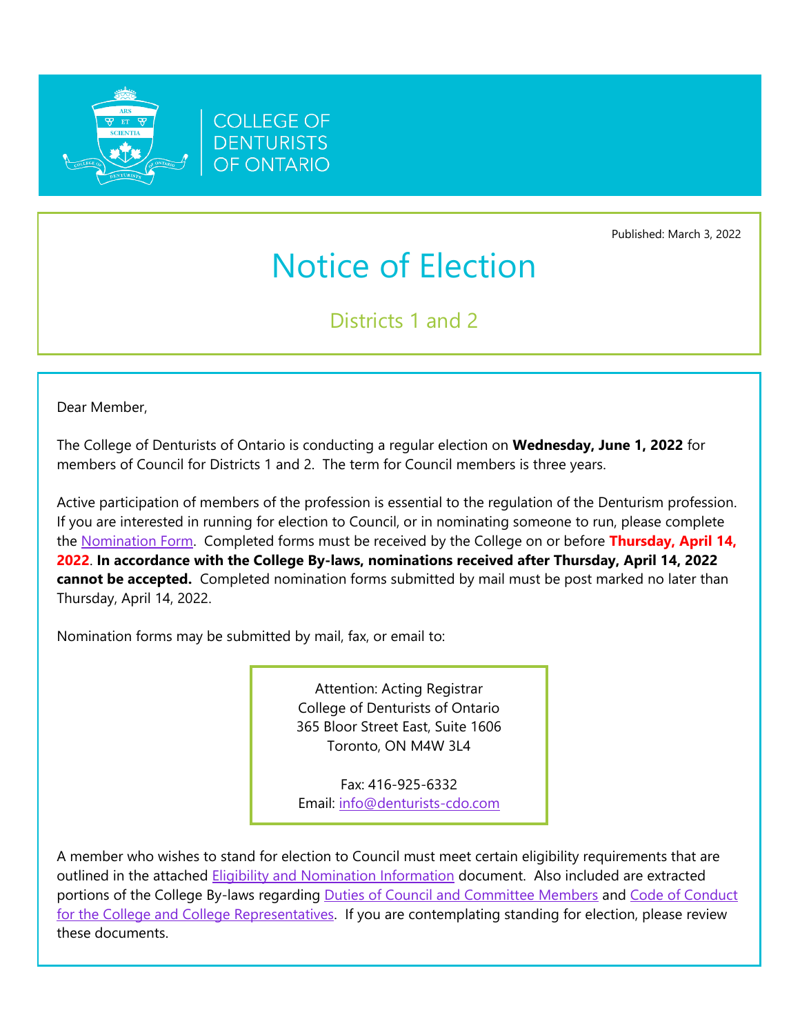COLLEGE OF DENTURISTS OF ONTARIO

Published: March 3, 2022

# Notice of Election

## Districts 1 and 2

Dear Member,

The College of Denturists of Ontario is conducting a regular election on **Wednesday, June 1, 2022** for members of Council for Districts 1 and 2. The term for Council members is three years.

Active participation of members of the profession is essential to the regulation of the Denturism profession. If you are interested in running for election to Council, or in nominating someone to run, please complete the Nomination Form. Completed forms must be received by the College on or before **Thursday, April 14, 2022**. **In accordance with the College By-laws, nominations received after Thursday, April 14, 2022 cannot be accepted.** Completed nomination forms submitted by mail must be post marked no later than Thursday, April 14, 2022.

Nomination forms may be submitted by mail, fax, or email to:

Attention: Acting Registrar
College of Denturists of Ontario
365 Bloor Street East, Suite 1606
Toronto, ON M4W 3L4

Fax: 416-925-6332
Email: info@denturists-cdo.com

A member who wishes to stand for election to Council must meet certain eligibility requirements that are outlined in the attached Eligibility and Nomination Information document. Also included are extracted portions of the College By-laws regarding Duties of Council and Committee Members and Code of Conduct for the College and College Representatives. If you are contemplating standing for election, please review these documents.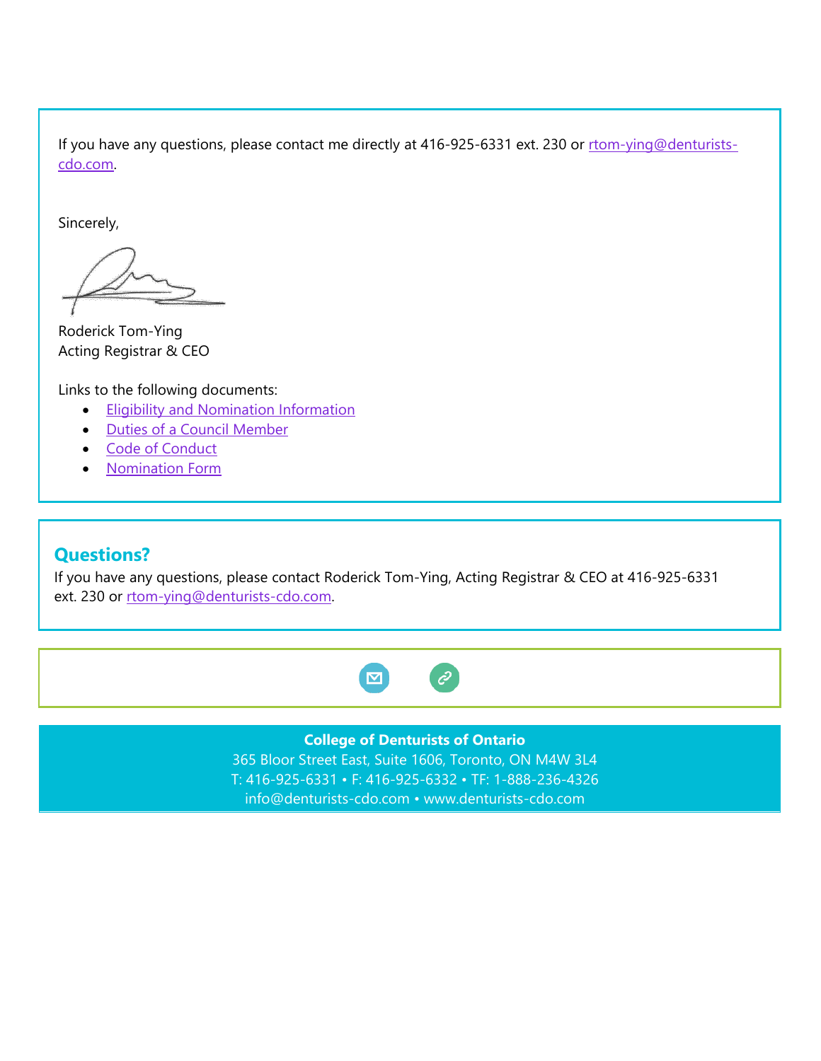If you have any questions, please contact me directly at 416-925-6331 ext. 230 or rtom-ying@denturists-cdo.com.

Sincerely,

Roderick Tom-Ying
Acting Registrar & CEO

Links to the following documents:

- Eligibility and Nomination Information
- Duties of a Council Member
- Code of Conduct
- Nomination Form

## Questions?

If you have any questions, please contact Roderick Tom-Ying, Acting Registrar & CEO at 416-925-6331 ext. 230 or rtom-ying@denturists-cdo.com.

**College of Denturists of Ontario**
365 Bloor Street East, Suite 1606, Toronto, ON M4W 3L4
T: 416-925-6331 • F: 416-925-6332 • TF: 1-888-236-4326
info@denturists-cdo.com • www.denturists-cdo.com